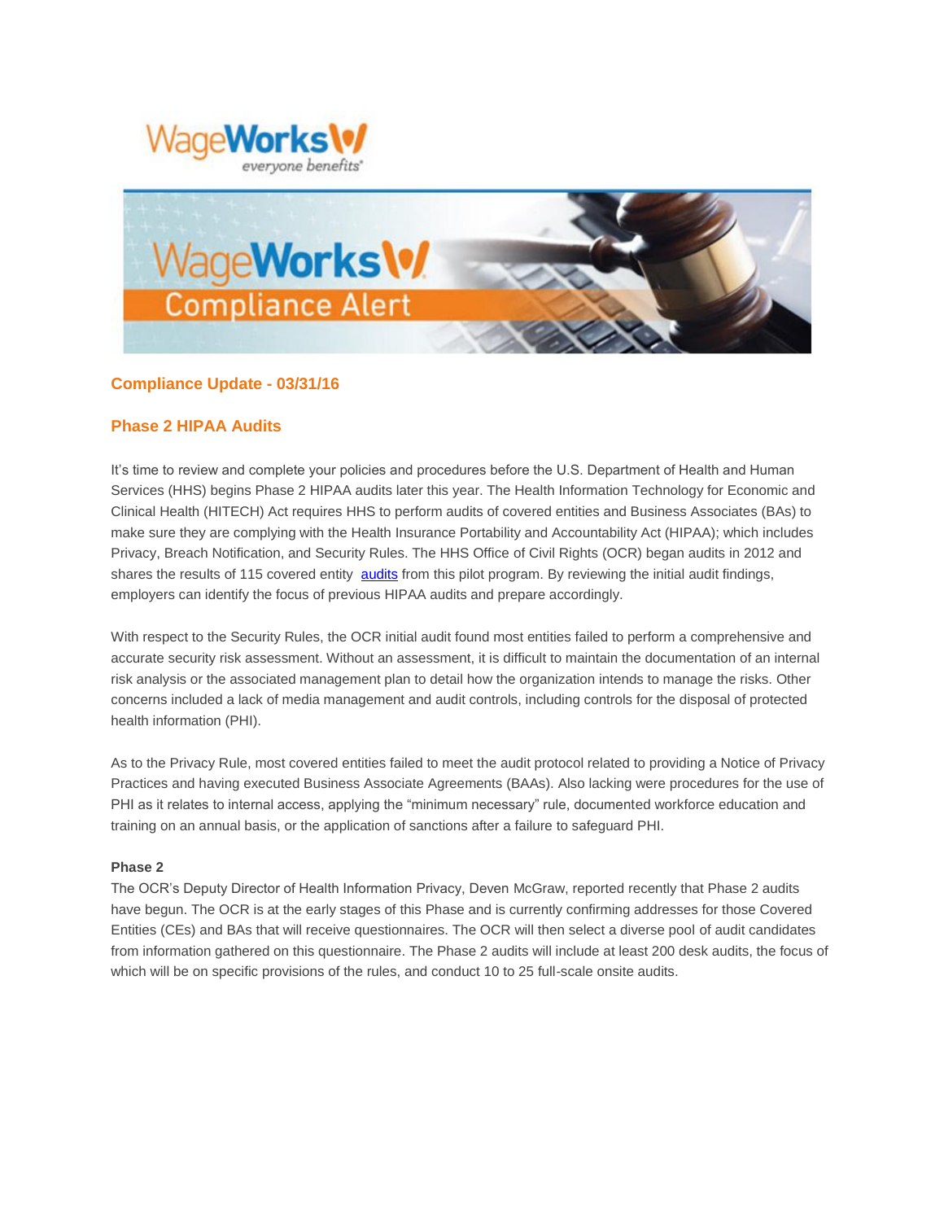## Compliance Update - 03/31/16

## Phase 2 HIPAA Audits

It's time to review and complete your policies and procedures before the U.S. Department of Health and Human Services (HHS) begins Phase 2 HIPAA audits later this year. The Health Information Technology for Economic and Clinical Health (HITECH) Act requires HHS to perform audits of covered entities and Business Associates (BAs) to make sure they are complying with the Health Insurance Portability and Accountability Act (HIPAA); which includes Privacy, Breach Notification, and Security Rules. The HHS Office of Civil Rights (OCR) began audits in 2012 and shares the results of 115 covered entity audits from this pilot program. By reviewing the initial audit findings, employers can identify the focus of previous HIPAA audits and prepare accordingly.

With respect to the Security Rules, the OCR initial audit found most entities failed to perform a comprehensive and accurate security risk assessment. Without an assessment, it is difficult to maintain the documentation of an internal risk analysis or the associated management plan to detail how the organization intends to manage the risks. Other concerns included a lack of media management and audit controls, including controls for the disposal of protected health information (PHI).

As to the Privacy Rule, most covered entities failed to meet the audit protocol related to providing a Notice of Privacy Practices and having executed Business Associate Agreements (BAAs). Also lacking were procedures for the use of PHI as it relates to internal access, applying the "minimum necessary" rule, documented workforce education and training on an annual basis, or the application of sanctions after a failure to safeguard PHI.

**Phase 2**

The OCR's Deputy Director of Health Information Privacy, Deven McGraw, reported recently that Phase 2 audits have begun. The OCR is at the early stages of this Phase and is currently confirming addresses for those Covered Entities (CEs) and BAs that will receive questionnaires. The OCR will then select a diverse pool of audit candidates from information gathered on this questionnaire. The Phase 2 audits will include at least 200 desk audits, the focus of which will be on specific provisions of the rules, and conduct 10 to 25 full-scale onsite audits.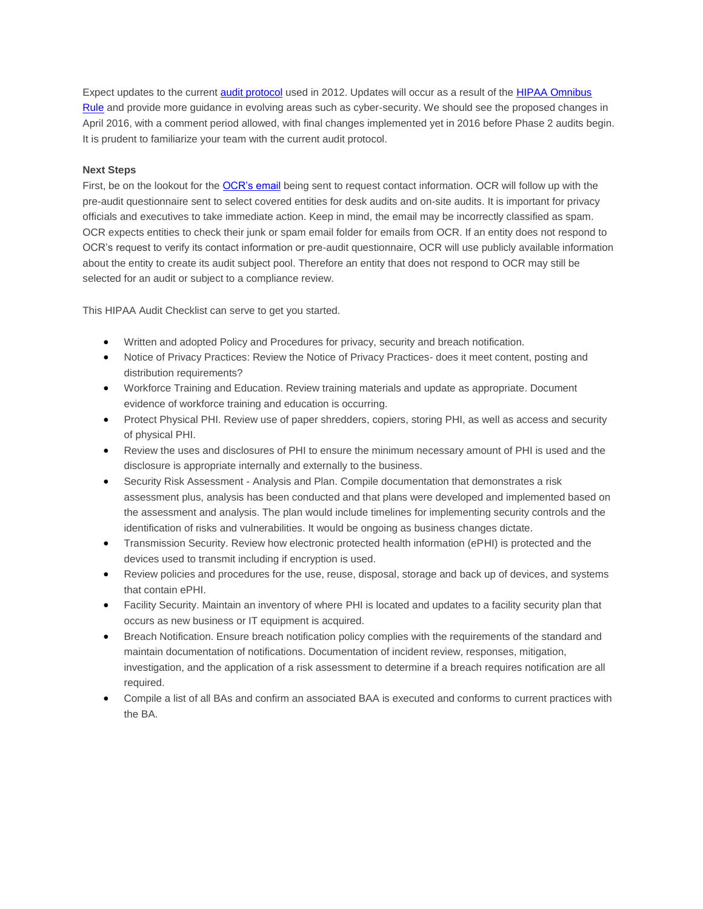Expect updates to the current [audit protocol] used in 2012. Updates will occur as a result of the [HIPAA Omnibus Rule] and provide more guidance in evolving areas such as cyber-security. We should see the proposed changes in April 2016, with a comment period allowed, with final changes implemented yet in 2016 before Phase 2 audits begin. It is prudent to familiarize your team with the current audit protocol.

**Next Steps**

First, be on the lookout for the [OCR's email] being sent to request contact information. OCR will follow up with the pre-audit questionnaire sent to select covered entities for desk audits and on-site audits. It is important for privacy officials and executives to take immediate action. Keep in mind, the email may be incorrectly classified as spam. OCR expects entities to check their junk or spam email folder for emails from OCR. If an entity does not respond to OCR's request to verify its contact information or pre-audit questionnaire, OCR will use publicly available information about the entity to create its audit subject pool. Therefore an entity that does not respond to OCR may still be selected for an audit or subject to a compliance review.

This HIPAA Audit Checklist can serve to get you started.

- Written and adopted Policy and Procedures for privacy, security and breach notification.
- Notice of Privacy Practices: Review the Notice of Privacy Practices- does it meet content, posting and distribution requirements?
- Workforce Training and Education. Review training materials and update as appropriate. Document evidence of workforce training and education is occurring.
- Protect Physical PHI. Review use of paper shredders, copiers, storing PHI, as well as access and security of physical PHI.
- Review the uses and disclosures of PHI to ensure the minimum necessary amount of PHI is used and the disclosure is appropriate internally and externally to the business.
- Security Risk Assessment - Analysis and Plan. Compile documentation that demonstrates a risk assessment plus, analysis has been conducted and that plans were developed and implemented based on the assessment and analysis. The plan would include timelines for implementing security controls and the identification of risks and vulnerabilities. It would be ongoing as business changes dictate.
- Transmission Security. Review how electronic protected health information (ePHI) is protected and the devices used to transmit including if encryption is used.
- Review policies and procedures for the use, reuse, disposal, storage and back up of devices, and systems that contain ePHI.
- Facility Security. Maintain an inventory of where PHI is located and updates to a facility security plan that occurs as new business or IT equipment is acquired.
- Breach Notification. Ensure breach notification policy complies with the requirements of the standard and maintain documentation of notifications. Documentation of incident review, responses, mitigation, investigation, and the application of a risk assessment to determine if a breach requires notification are all required.
- Compile a list of all BAs and confirm an associated BAA is executed and conforms to current practices with the BA.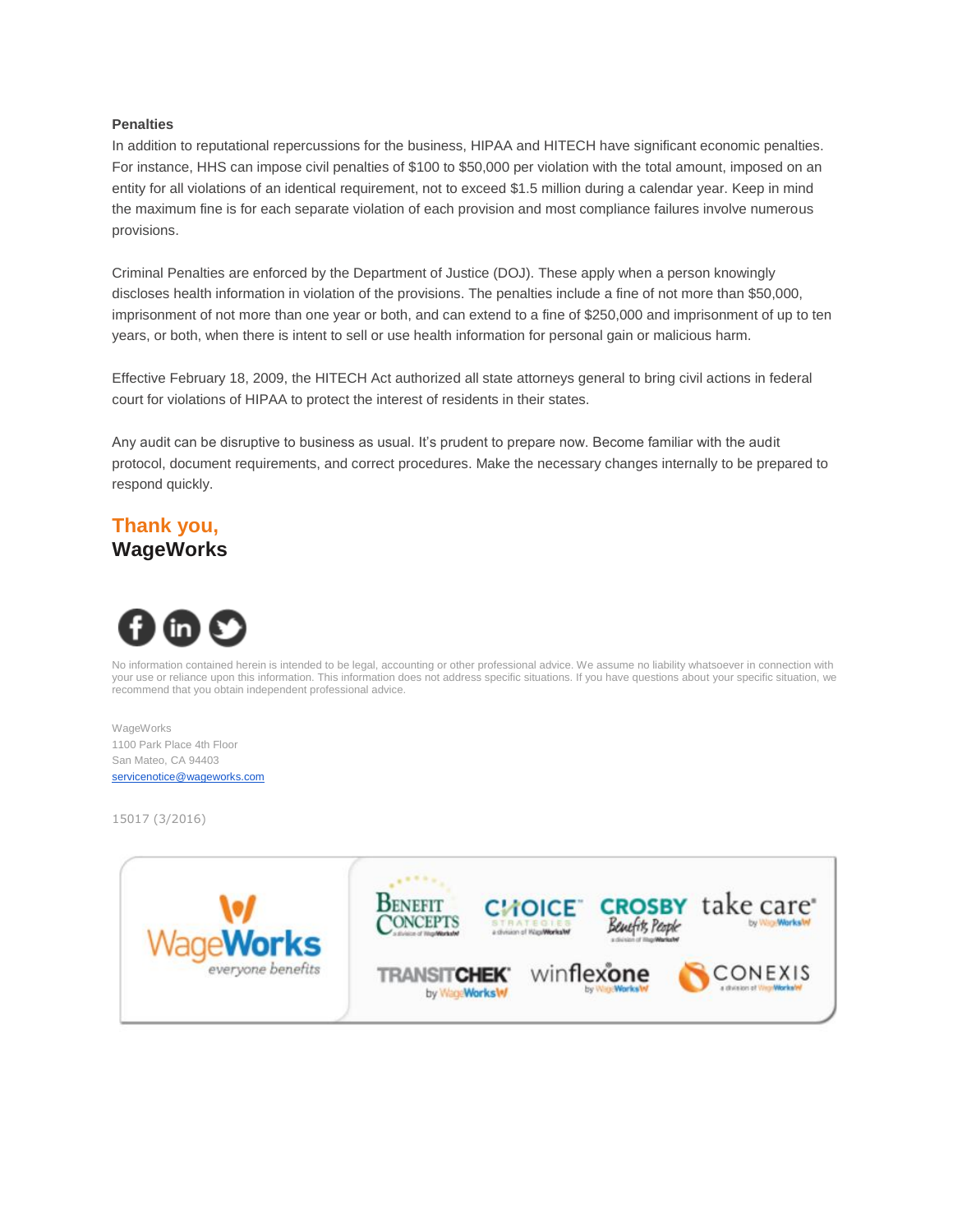**Penalties**

In addition to reputational repercussions for the business, HIPAA and HITECH have significant economic penalties. For instance, HHS can impose civil penalties of $100 to $50,000 per violation with the total amount, imposed on an entity for all violations of an identical requirement, not to exceed $1.5 million during a calendar year. Keep in mind the maximum fine is for each separate violation of each provision and most compliance failures involve numerous provisions.

Criminal Penalties are enforced by the Department of Justice (DOJ). These apply when a person knowingly discloses health information in violation of the provisions. The penalties include a fine of not more than $50,000, imprisonment of not more than one year or both, and can extend to a fine of $250,000 and imprisonment of up to ten years, or both, when there is intent to sell or use health information for personal gain or malicious harm.

Effective February 18, 2009, the HITECH Act authorized all state attorneys general to bring civil actions in federal court for violations of HIPAA to protect the interest of residents in their states.

Any audit can be disruptive to business as usual. It's prudent to prepare now. Become familiar with the audit protocol, document requirements, and correct procedures. Make the necessary changes internally to be prepared to respond quickly.

**Thank you,**
**WageWorks**

No information contained herein is intended to be legal, accounting or other professional advice. We assume no liability whatsoever in connection with your use or reliance upon this information. This information does not address specific situations. If you have questions about your specific situation, we recommend that you obtain independent professional advice.

WageWorks
1100 Park Place 4th Floor
San Mateo, CA 94403
servicenotice@wageworks.com

15017 (3/2016)